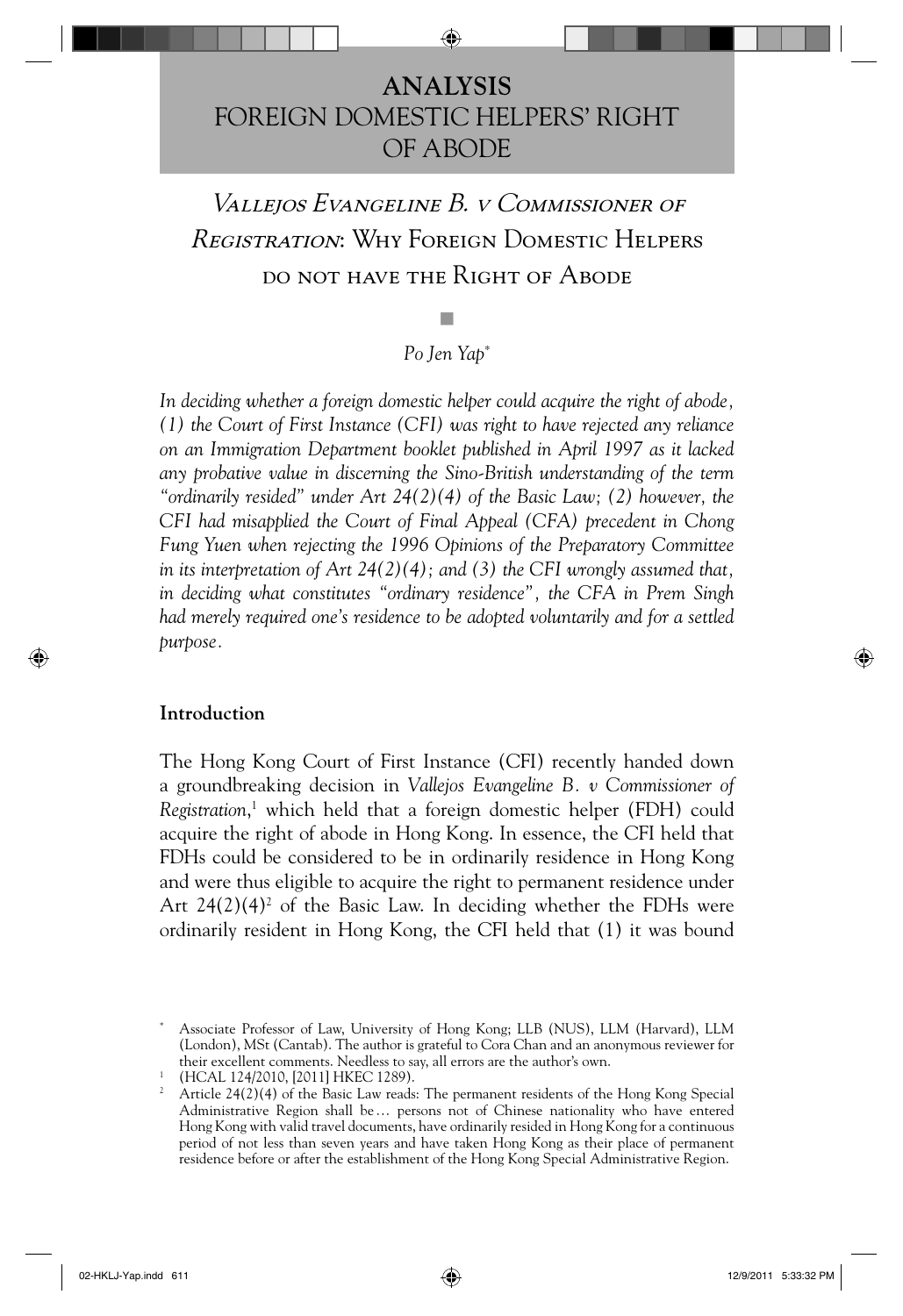# ANALYSIS
# FOREIGN DOMESTIC HELPERS' RIGHT OF ABODE

## *Vallejos Evangeline B. v Commissioner of Registration*: Why Foreign Domestic Helpers do not have the Right of Abode

*Po Jen Yap*[*]

*In deciding whether a foreign domestic helper could acquire the right of abode, (1) the Court of First Instance (CFI) was right to have rejected any reliance on an Immigration Department booklet published in April 1997 as it lacked any probative value in discerning the Sino-British understanding of the term "ordinarily resided" under Art 24(2)(4) of the Basic Law; (2) however, the CFI had misapplied the Court of Final Appeal (CFA) precedent in Chong Fung Yuen when rejecting the 1996 Opinions of the Preparatory Committee in its interpretation of Art 24(2)(4); and (3) the CFI wrongly assumed that, in deciding what constitutes "ordinary residence", the CFA in Prem Singh had merely required one's residence to be adopted voluntarily and for a settled purpose.*

### Introduction

The Hong Kong Court of First Instance (CFI) recently handed down a groundbreaking decision in *Vallejos Evangeline B. v Commissioner of Registration*,[1] which held that a foreign domestic helper (FDH) could acquire the right of abode in Hong Kong. In essence, the CFI held that FDHs could be considered to be in ordinarily residence in Hong Kong and were thus eligible to acquire the right to permanent residence under Art 24(2)(4)[2] of the Basic Law. In deciding whether the FDHs were ordinarily resident in Hong Kong, the CFI held that (1) it was bound

---

[*] Associate Professor of Law, University of Hong Kong; LLB (NUS), LLM (Harvard), LLM (London), MSt (Cantab). The author is grateful to Cora Chan and an anonymous reviewer for their excellent comments. Needless to say, all errors are the author's own.

[1] (HCAL 124/2010, [2011] HKEC 1289).

[2] Article 24(2)(4) of the Basic Law reads: The permanent residents of the Hong Kong Special Administrative Region shall be… persons not of Chinese nationality who have entered Hong Kong with valid travel documents, have ordinarily resided in Hong Kong for a continuous period of not less than seven years and have taken Hong Kong as their place of permanent residence before or after the establishment of the Hong Kong Special Administrative Region.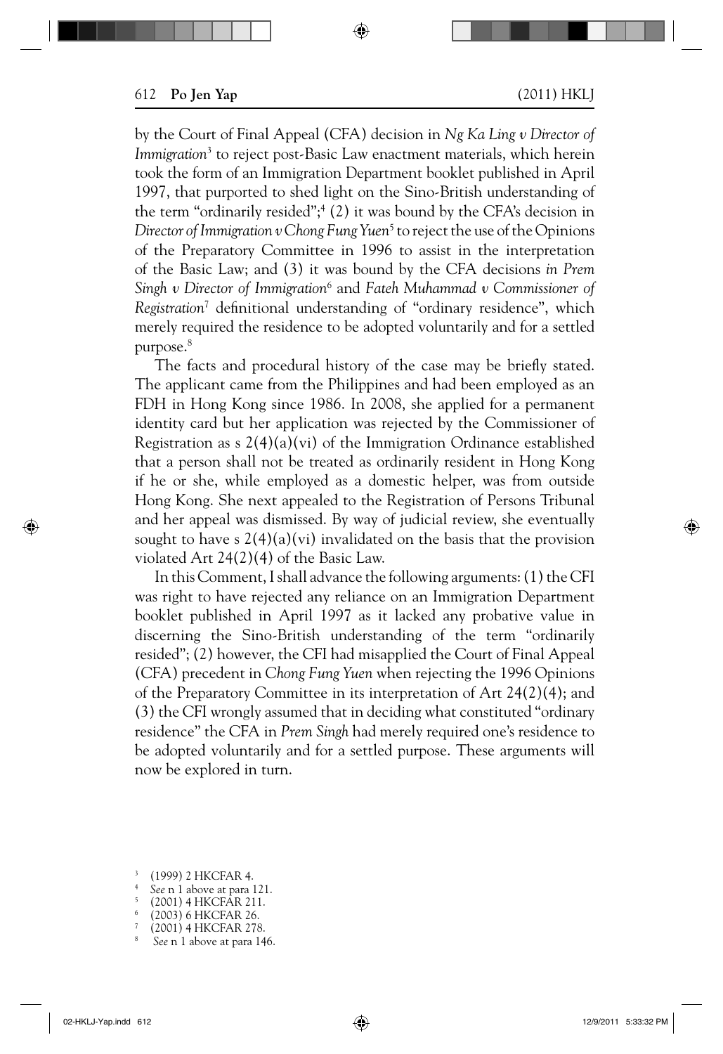by the Court of Final Appeal (CFA) decision in *Ng Ka Ling v Director of Immigration*[3] to reject post-Basic Law enactment materials, which herein took the form of an Immigration Department booklet published in April 1997, that purported to shed light on the Sino-British understanding of the term "ordinarily resided";[4] (2) it was bound by the CFA's decision in *Director of Immigration v Chong Fung Yuen*[5] to reject the use of the Opinions of the Preparatory Committee in 1996 to assist in the interpretation of the Basic Law; and (3) it was bound by the CFA decisions *in Prem Singh v Director of Immigration*[6] and *Fateh Muhammad v Commissioner of Registration*[7] definitional understanding of "ordinary residence", which merely required the residence to be adopted voluntarily and for a settled purpose.[8]

The facts and procedural history of the case may be briefly stated. The applicant came from the Philippines and had been employed as an FDH in Hong Kong since 1986. In 2008, she applied for a permanent identity card but her application was rejected by the Commissioner of Registration as s 2(4)(a)(vi) of the Immigration Ordinance established that a person shall not be treated as ordinarily resident in Hong Kong if he or she, while employed as a domestic helper, was from outside Hong Kong. She next appealed to the Registration of Persons Tribunal and her appeal was dismissed. By way of judicial review, she eventually sought to have s 2(4)(a)(vi) invalidated on the basis that the provision violated Art 24(2)(4) of the Basic Law.

In this Comment, I shall advance the following arguments: (1) the CFI was right to have rejected any reliance on an Immigration Department booklet published in April 1997 as it lacked any probative value in discerning the Sino-British understanding of the term "ordinarily resided"; (2) however, the CFI had misapplied the Court of Final Appeal (CFA) precedent in *Chong Fung Yuen* when rejecting the 1996 Opinions of the Preparatory Committee in its interpretation of Art 24(2)(4); and (3) the CFI wrongly assumed that in deciding what constituted "ordinary residence" the CFA in *Prem Singh* had merely required one's residence to be adopted voluntarily and for a settled purpose. These arguments will now be explored in turn.

---

[3] (1999) 2 HKCFAR 4.

[4] *See* n 1 above at para 121.

[5] (2001) 4 HKCFAR 211.

[6] (2003) 6 HKCFAR 26.

[7] (2001) 4 HKCFAR 278.

[8] *See* n 1 above at para 146.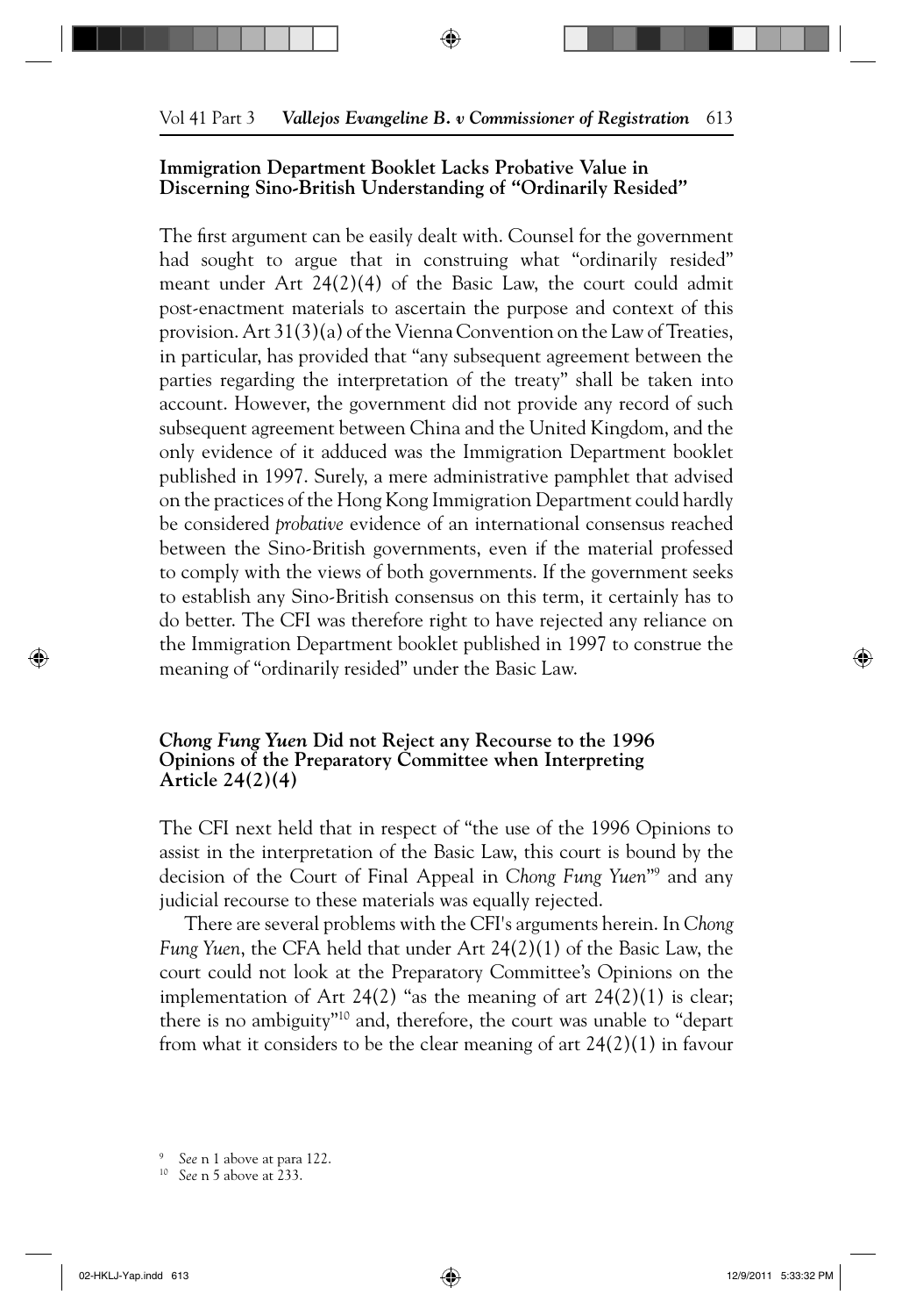### Immigration Department Booklet Lacks Probative Value in Discerning Sino-British Understanding of "Ordinarily Resided"

The first argument can be easily dealt with. Counsel for the government had sought to argue that in construing what "ordinarily resided" meant under Art 24(2)(4) of the Basic Law, the court could admit post-enactment materials to ascertain the purpose and context of this provision. Art 31(3)(a) of the Vienna Convention on the Law of Treaties, in particular, has provided that "any subsequent agreement between the parties regarding the interpretation of the treaty" shall be taken into account. However, the government did not provide any record of such subsequent agreement between China and the United Kingdom, and the only evidence of it adduced was the Immigration Department booklet published in 1997. Surely, a mere administrative pamphlet that advised on the practices of the Hong Kong Immigration Department could hardly be considered *probative* evidence of an international consensus reached between the Sino-British governments, even if the material professed to comply with the views of both governments. If the government seeks to establish any Sino-British consensus on this term, it certainly has to do better. The CFI was therefore right to have rejected any reliance on the Immigration Department booklet published in 1997 to construe the meaning of "ordinarily resided" under the Basic Law.

### *Chong Fung Yuen* Did not Reject any Recourse to the 1996 Opinions of the Preparatory Committee when Interpreting Article 24(2)(4)

The CFI next held that in respect of "the use of the 1996 Opinions to assist in the interpretation of the Basic Law, this court is bound by the decision of the Court of Final Appeal in *Chong Fung Yuen*"[9] and any judicial recourse to these materials was equally rejected.

There are several problems with the CFI's arguments herein. In *Chong Fung Yuen*, the CFA held that under Art 24(2)(1) of the Basic Law, the court could not look at the Preparatory Committee's Opinions on the implementation of Art 24(2) "as the meaning of art 24(2)(1) is clear; there is no ambiguity"[10] and, therefore, the court was unable to "depart from what it considers to be the clear meaning of art 24(2)(1) in favour

[9] *See* n 1 above at para 122.

[10] *See* n 5 above at 233.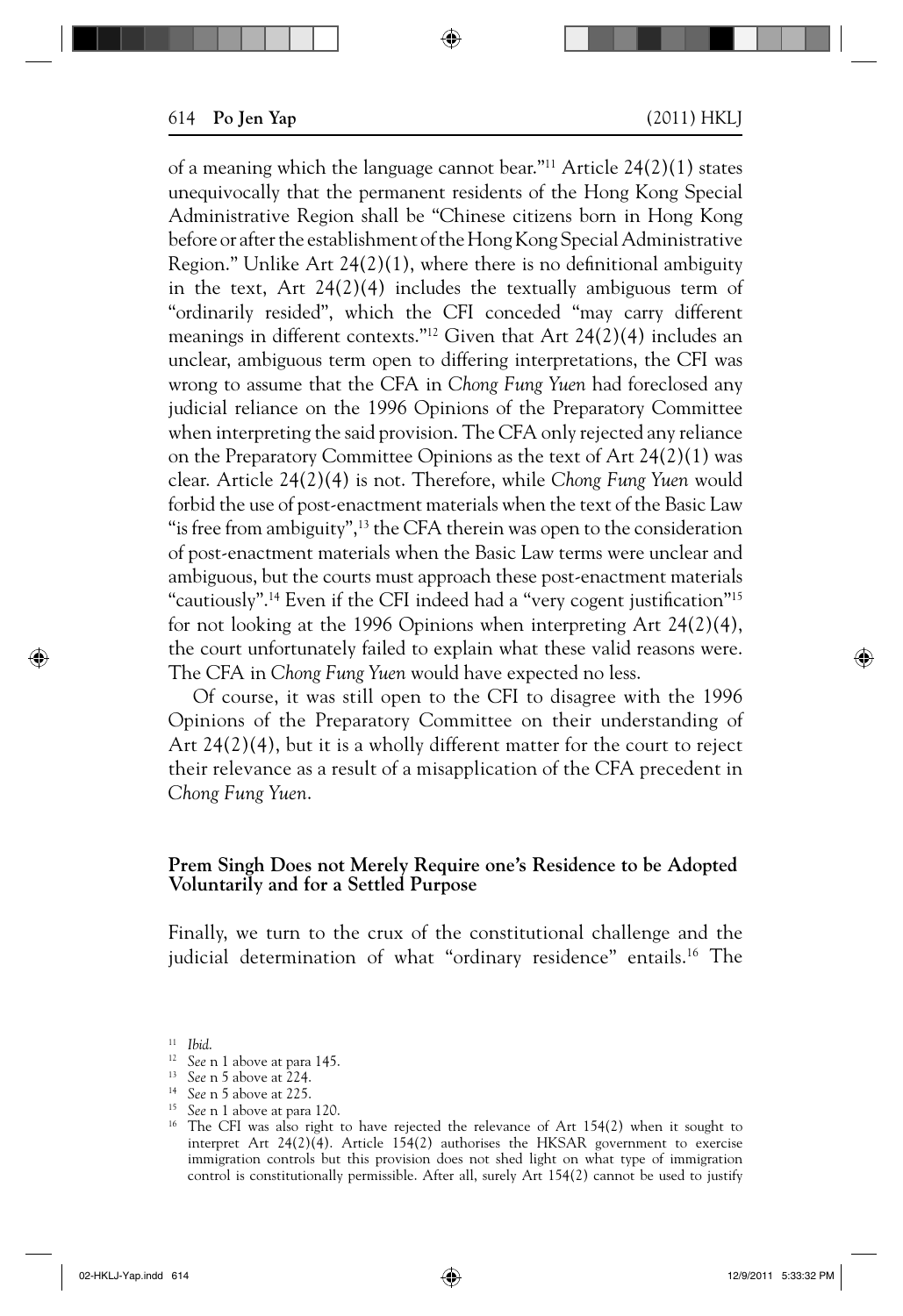of a meaning which the language cannot bear."[11] Article 24(2)(1) states unequivocally that the permanent residents of the Hong Kong Special Administrative Region shall be "Chinese citizens born in Hong Kong before or after the establishment of the Hong Kong Special Administrative Region." Unlike Art 24(2)(1), where there is no definitional ambiguity in the text, Art 24(2)(4) includes the textually ambiguous term of "ordinarily resided", which the CFI conceded "may carry different meanings in different contexts."[12] Given that Art 24(2)(4) includes an unclear, ambiguous term open to differing interpretations, the CFI was wrong to assume that the CFA in *Chong Fung Yuen* had foreclosed any judicial reliance on the 1996 Opinions of the Preparatory Committee when interpreting the said provision. The CFA only rejected any reliance on the Preparatory Committee Opinions as the text of Art 24(2)(1) was clear. Article 24(2)(4) is not. Therefore, while *Chong Fung Yuen* would forbid the use of post-enactment materials when the text of the Basic Law "is free from ambiguity",[13] the CFA therein was open to the consideration of post-enactment materials when the Basic Law terms were unclear and ambiguous, but the courts must approach these post-enactment materials "cautiously".[14] Even if the CFI indeed had a "very cogent justification"[15] for not looking at the 1996 Opinions when interpreting Art 24(2)(4), the court unfortunately failed to explain what these valid reasons were. The CFA in *Chong Fung Yuen* would have expected no less.

Of course, it was still open to the CFI to disagree with the 1996 Opinions of the Preparatory Committee on their understanding of Art 24(2)(4), but it is a wholly different matter for the court to reject their relevance as a result of a misapplication of the CFA precedent in *Chong Fung Yuen*.

### Prem Singh Does not Merely Require one's Residence to be Adopted Voluntarily and for a Settled Purpose

Finally, we turn to the crux of the constitutional challenge and the judicial determination of what "ordinary residence" entails.[16] The

[11] *Ibid.*

[12] *See* n 1 above at para 145.

[13] *See* n 5 above at 224.

[14] *See* n 5 above at 225.

[15] *See* n 1 above at para 120.

[16] The CFI was also right to have rejected the relevance of Art 154(2) when it sought to interpret Art 24(2)(4). Article 154(2) authorises the HKSAR government to exercise immigration controls but this provision does not shed light on what type of immigration control is constitutionally permissible. After all, surely Art 154(2) cannot be used to justify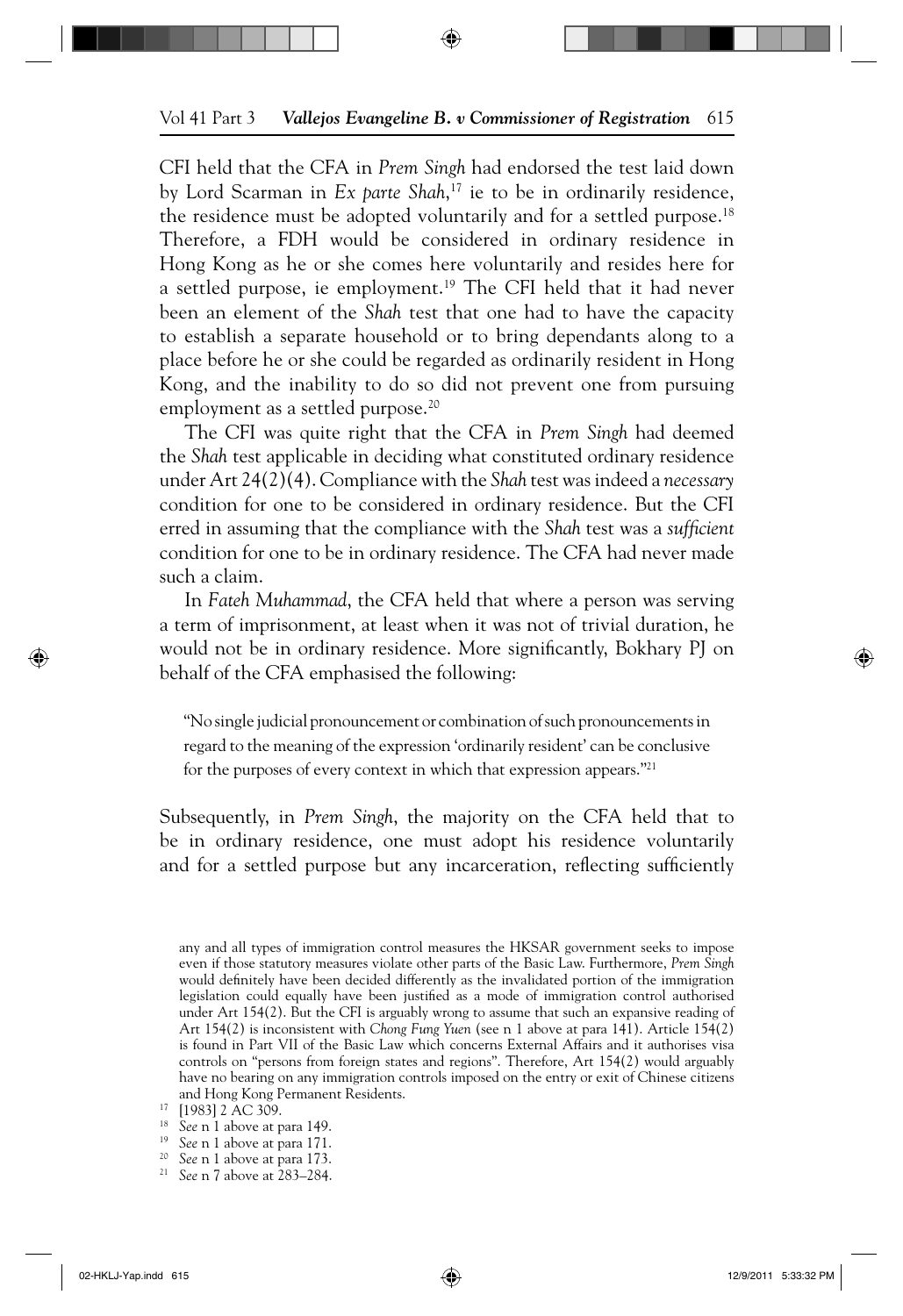CFI held that the CFA in *Prem Singh* had endorsed the test laid down by Lord Scarman in *Ex parte Shah*,[17] ie to be in ordinarily residence, the residence must be adopted voluntarily and for a settled purpose.[18] Therefore, a FDH would be considered in ordinary residence in Hong Kong as he or she comes here voluntarily and resides here for a settled purpose, ie employment.[19] The CFI held that it had never been an element of the *Shah* test that one had to have the capacity to establish a separate household or to bring dependants along to a place before he or she could be regarded as ordinarily resident in Hong Kong, and the inability to do so did not prevent one from pursuing employment as a settled purpose.[20]

The CFI was quite right that the CFA in *Prem Singh* had deemed the *Shah* test applicable in deciding what constituted ordinary residence under Art 24(2)(4). Compliance with the *Shah* test was indeed a *necessary* condition for one to be considered in ordinary residence. But the CFI erred in assuming that the compliance with the *Shah* test was a *sufficient* condition for one to be in ordinary residence. The CFA had never made such a claim.

In *Fateh Muhammad*, the CFA held that where a person was serving a term of imprisonment, at least when it was not of trivial duration, he would not be in ordinary residence. More significantly, Bokhary PJ on behalf of the CFA emphasised the following:

> "No single judicial pronouncement or combination of such pronouncements in regard to the meaning of the expression 'ordinarily resident' can be conclusive for the purposes of every context in which that expression appears."[21]

Subsequently, in *Prem Singh*, the majority on the CFA held that to be in ordinary residence, one must adopt his residence voluntarily and for a settled purpose but any incarceration, reflecting sufficiently

---

any and all types of immigration control measures the HKSAR government seeks to impose even if those statutory measures violate other parts of the Basic Law. Furthermore, *Prem Singh* would definitely have been decided differently as the invalidated portion of the immigration legislation could equally have been justified as a mode of immigration control authorised under Art 154(2). But the CFI is arguably wrong to assume that such an expansive reading of Art 154(2) is inconsistent with *Chong Fung Yuen* (see n 1 above at para 141). Article 154(2) is found in Part VII of the Basic Law which concerns External Affairs and it authorises visa controls on "persons from foreign states and regions". Therefore, Art 154(2) would arguably have no bearing on any immigration controls imposed on the entry or exit of Chinese citizens and Hong Kong Permanent Residents.

[17] [1983] 2 AC 309.

[18] *See* n 1 above at para 149.

[19] *See* n 1 above at para 171.

[20] *See* n 1 above at para 173.

[21] *See* n 7 above at 283–284.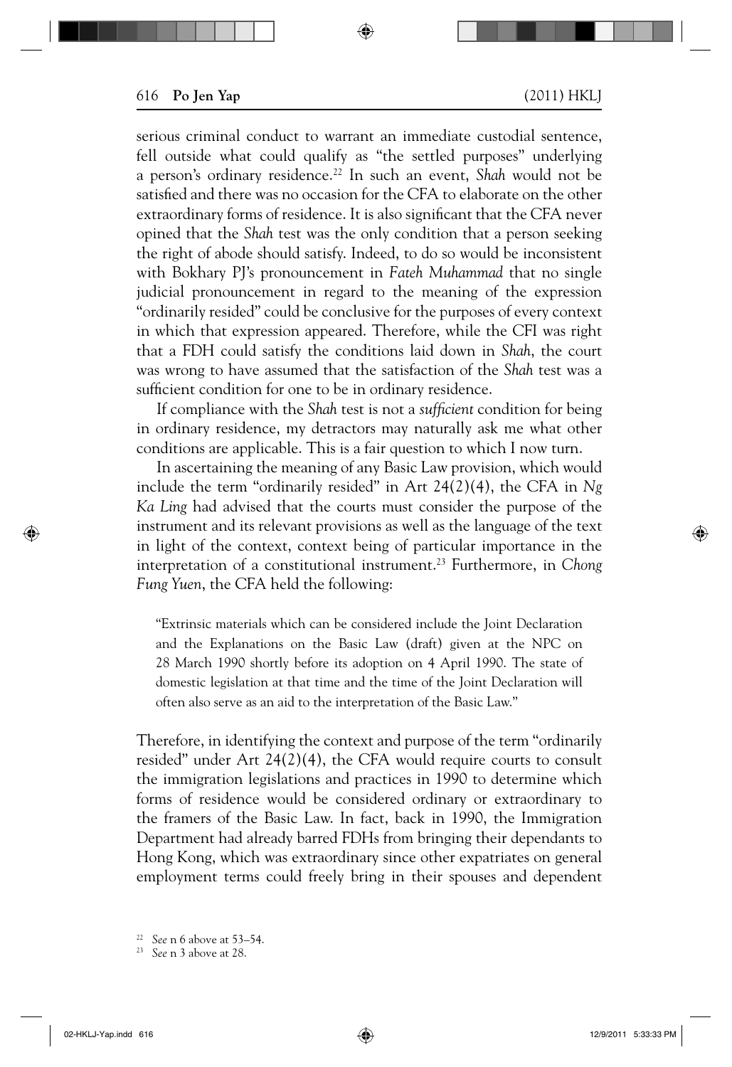serious criminal conduct to warrant an immediate custodial sentence, fell outside what could qualify as "the settled purposes" underlying a person's ordinary residence.[22] In such an event, *Shah* would not be satisfied and there was no occasion for the CFA to elaborate on the other extraordinary forms of residence. It is also significant that the CFA never opined that the *Shah* test was the only condition that a person seeking the right of abode should satisfy. Indeed, to do so would be inconsistent with Bokhary PJ's pronouncement in *Fateh Muhammad* that no single judicial pronouncement in regard to the meaning of the expression "ordinarily resided" could be conclusive for the purposes of every context in which that expression appeared. Therefore, while the CFI was right that a FDH could satisfy the conditions laid down in *Shah*, the court was wrong to have assumed that the satisfaction of the *Shah* test was a sufficient condition for one to be in ordinary residence.

If compliance with the *Shah* test is not a *sufficient* condition for being in ordinary residence, my detractors may naturally ask me what other conditions are applicable. This is a fair question to which I now turn.

In ascertaining the meaning of any Basic Law provision, which would include the term "ordinarily resided" in Art 24(2)(4), the CFA in *Ng Ka Ling* had advised that the courts must consider the purpose of the instrument and its relevant provisions as well as the language of the text in light of the context, context being of particular importance in the interpretation of a constitutional instrument.[23] Furthermore, in *Chong Fung Yuen*, the CFA held the following:

> "Extrinsic materials which can be considered include the Joint Declaration and the Explanations on the Basic Law (draft) given at the NPC on 28 March 1990 shortly before its adoption on 4 April 1990. The state of domestic legislation at that time and the time of the Joint Declaration will often also serve as an aid to the interpretation of the Basic Law."

Therefore, in identifying the context and purpose of the term "ordinarily resided" under Art 24(2)(4), the CFA would require courts to consult the immigration legislations and practices in 1990 to determine which forms of residence would be considered ordinary or extraordinary to the framers of the Basic Law. In fact, back in 1990, the Immigration Department had already barred FDHs from bringing their dependants to Hong Kong, which was extraordinary since other expatriates on general employment terms could freely bring in their spouses and dependent

---

[22] *See* n 6 above at 53–54.

[23] *See* n 3 above at 28.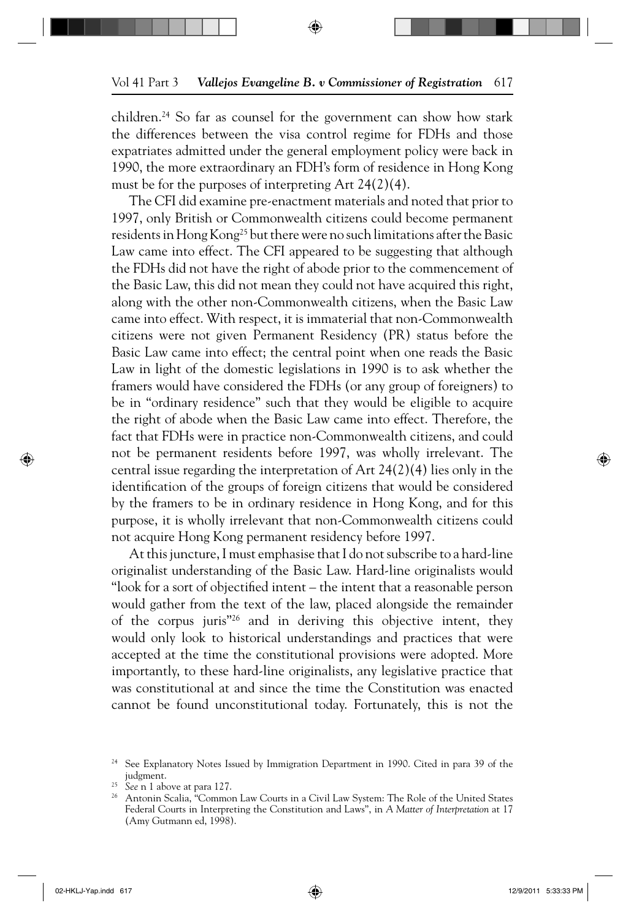children.[24] So far as counsel for the government can show how stark the differences between the visa control regime for FDHs and those expatriates admitted under the general employment policy were back in 1990, the more extraordinary an FDH's form of residence in Hong Kong must be for the purposes of interpreting Art 24(2)(4).

The CFI did examine pre-enactment materials and noted that prior to 1997, only British or Commonwealth citizens could become permanent residents in Hong Kong[25] but there were no such limitations after the Basic Law came into effect. The CFI appeared to be suggesting that although the FDHs did not have the right of abode prior to the commencement of the Basic Law, this did not mean they could not have acquired this right, along with the other non-Commonwealth citizens, when the Basic Law came into effect. With respect, it is immaterial that non-Commonwealth citizens were not given Permanent Residency (PR) status before the Basic Law came into effect; the central point when one reads the Basic Law in light of the domestic legislations in 1990 is to ask whether the framers would have considered the FDHs (or any group of foreigners) to be in "ordinary residence" such that they would be eligible to acquire the right of abode when the Basic Law came into effect. Therefore, the fact that FDHs were in practice non-Commonwealth citizens, and could not be permanent residents before 1997, was wholly irrelevant. The central issue regarding the interpretation of Art 24(2)(4) lies only in the identification of the groups of foreign citizens that would be considered by the framers to be in ordinary residence in Hong Kong, and for this purpose, it is wholly irrelevant that non-Commonwealth citizens could not acquire Hong Kong permanent residency before 1997.

At this juncture, I must emphasise that I do not subscribe to a hard-line originalist understanding of the Basic Law. Hard-line originalists would "look for a sort of objectified intent – the intent that a reasonable person would gather from the text of the law, placed alongside the remainder of the corpus juris"[26] and in deriving this objective intent, they would only look to historical understandings and practices that were accepted at the time the constitutional provisions were adopted. More importantly, to these hard-line originalists, any legislative practice that was constitutional at and since the time the Constitution was enacted cannot be found unconstitutional today. Fortunately, this is not the

---

[24] See Explanatory Notes Issued by Immigration Department in 1990. Cited in para 39 of the judgment.

[25] *See* n 1 above at para 127.

[26] Antonin Scalia, "Common Law Courts in a Civil Law System: The Role of the United States Federal Courts in Interpreting the Constitution and Laws", in *A Matter of Interpretation* at 17 (Amy Gutmann ed, 1998).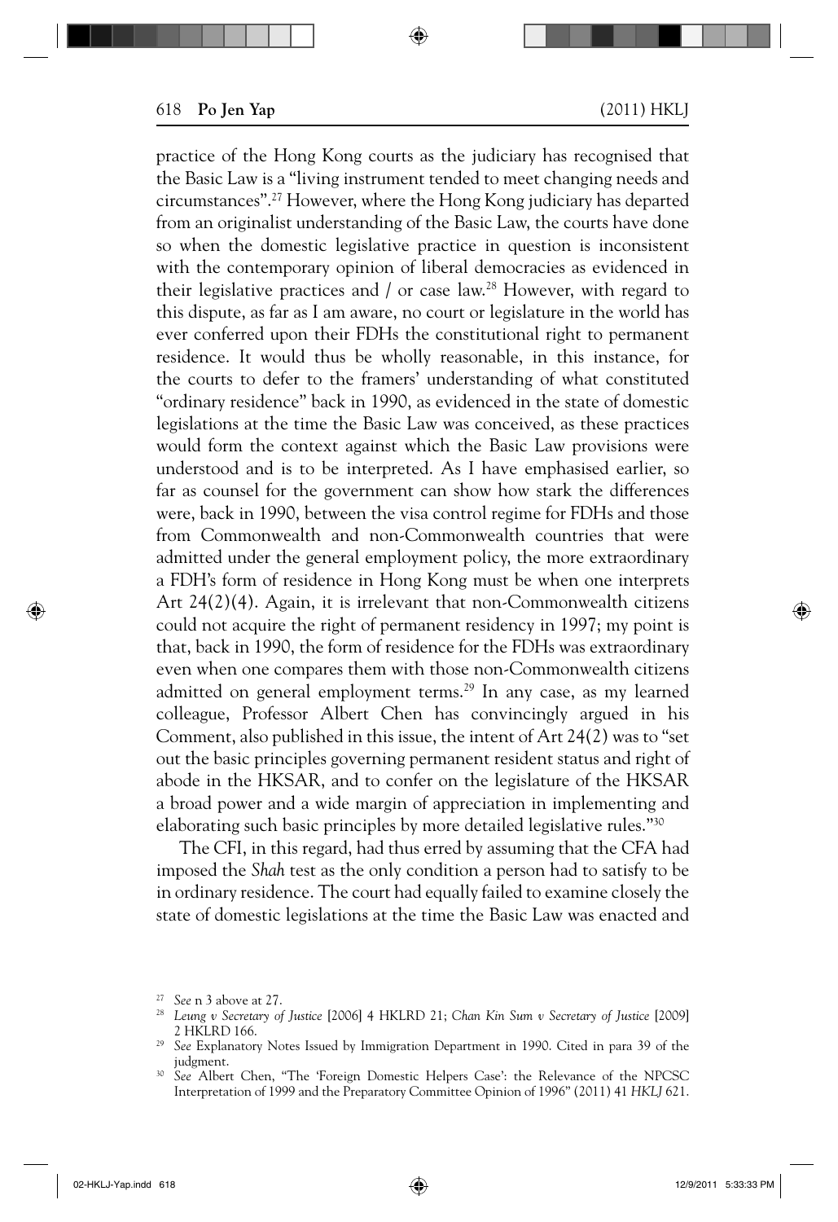practice of the Hong Kong courts as the judiciary has recognised that the Basic Law is a "living instrument tended to meet changing needs and circumstances".[27] However, where the Hong Kong judiciary has departed from an originalist understanding of the Basic Law, the courts have done so when the domestic legislative practice in question is inconsistent with the contemporary opinion of liberal democracies as evidenced in their legislative practices and / or case law.[28] However, with regard to this dispute, as far as I am aware, no court or legislature in the world has ever conferred upon their FDHs the constitutional right to permanent residence. It would thus be wholly reasonable, in this instance, for the courts to defer to the framers' understanding of what constituted "ordinary residence" back in 1990, as evidenced in the state of domestic legislations at the time the Basic Law was conceived, as these practices would form the context against which the Basic Law provisions were understood and is to be interpreted. As I have emphasised earlier, so far as counsel for the government can show how stark the differences were, back in 1990, between the visa control regime for FDHs and those from Commonwealth and non-Commonwealth countries that were admitted under the general employment policy, the more extraordinary a FDH's form of residence in Hong Kong must be when one interprets Art 24(2)(4). Again, it is irrelevant that non-Commonwealth citizens could not acquire the right of permanent residency in 1997; my point is that, back in 1990, the form of residence for the FDHs was extraordinary even when one compares them with those non-Commonwealth citizens admitted on general employment terms.[29] In any case, as my learned colleague, Professor Albert Chen has convincingly argued in his Comment, also published in this issue, the intent of Art 24(2) was to "set out the basic principles governing permanent resident status and right of abode in the HKSAR, and to confer on the legislature of the HKSAR a broad power and a wide margin of appreciation in implementing and elaborating such basic principles by more detailed legislative rules."[30]

The CFI, in this regard, had thus erred by assuming that the CFA had imposed the *Shah* test as the only condition a person had to satisfy to be in ordinary residence. The court had equally failed to examine closely the state of domestic legislations at the time the Basic Law was enacted and

---

[27] *See* n 3 above at 27.

[28] *Leung v Secretary of Justice* [2006] 4 HKLRD 21; *Chan Kin Sum v Secretary of Justice* [2009] 2 HKLRD 166.

[29] *See* Explanatory Notes Issued by Immigration Department in 1990. Cited in para 39 of the judgment.

[30] *See* Albert Chen, "The 'Foreign Domestic Helpers Case': the Relevance of the NPCSC Interpretation of 1999 and the Preparatory Committee Opinion of 1996" (2011) 41 *HKLJ* 621.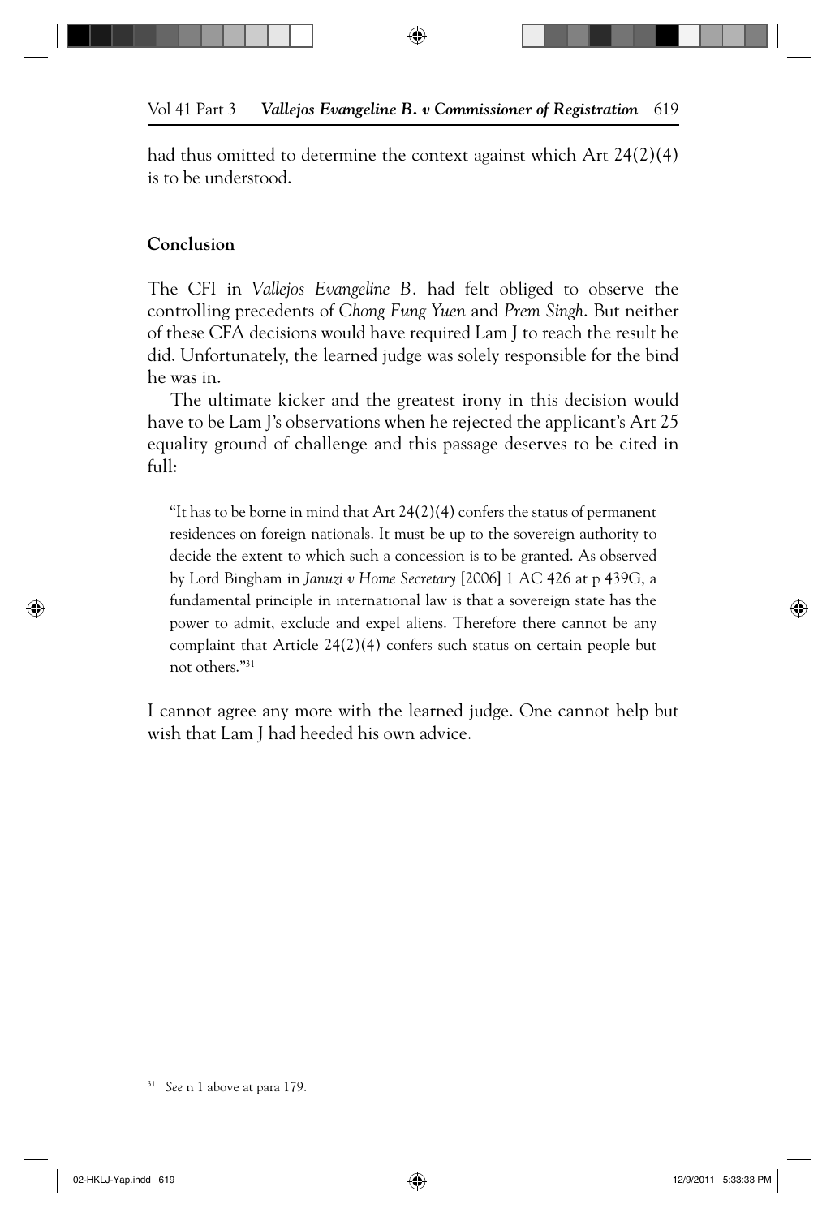had thus omitted to determine the context against which Art 24(2)(4) is to be understood.

## Conclusion

The CFI in *Vallejos Evangeline B.* had felt obliged to observe the controlling precedents of *Chong Fung Yuen* and *Prem Singh*. But neither of these CFA decisions would have required Lam J to reach the result he did. Unfortunately, the learned judge was solely responsible for the bind he was in.

The ultimate kicker and the greatest irony in this decision would have to be Lam J's observations when he rejected the applicant's Art 25 equality ground of challenge and this passage deserves to be cited in full:

> "It has to be borne in mind that Art 24(2)(4) confers the status of permanent residences on foreign nationals. It must be up to the sovereign authority to decide the extent to which such a concession is to be granted. As observed by Lord Bingham in *Januzi v Home Secretary* [2006] 1 AC 426 at p 439G, a fundamental principle in international law is that a sovereign state has the power to admit, exclude and expel aliens. Therefore there cannot be any complaint that Article 24(2)(4) confers such status on certain people but not others."[31]

I cannot agree any more with the learned judge. One cannot help but wish that Lam J had heeded his own advice.

[31] *See* n 1 above at para 179.